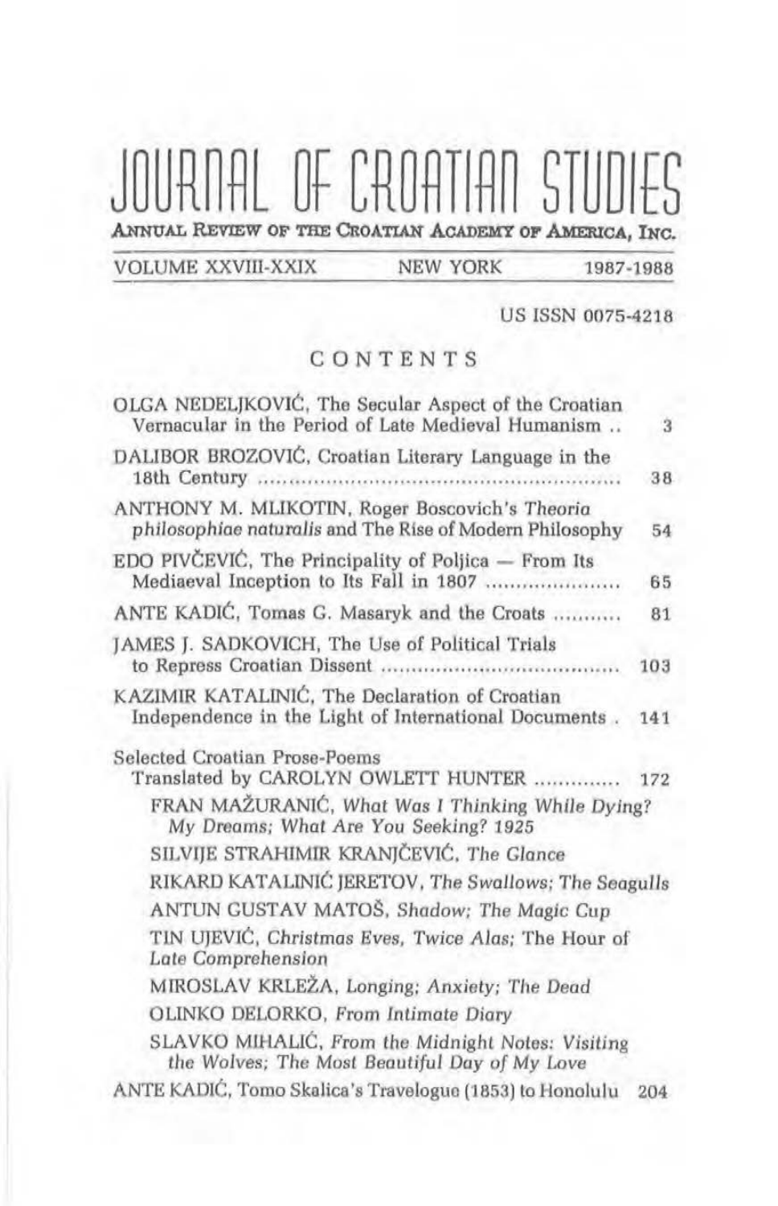# JOURNAL OF CROATIAN STUDIES

**ANNUAL REVIEW OF THE CROATIAN ACADEMY OF AMERICA, INC.**

VOLUME XXVIII-XXIX — NEW YORK — 1987-1988

US ISSN 0075-4218

## CONTENTS

| | |
|---|---|
| OLGA NEDELJKOVIĆ, The Secular Aspect of the Croatian Vernacular in the Period of Late Medieval Humanism .. | 3 |
| DALIBOR BROZOVIĆ, Croatian Literary Language in the 18th Century ........ | 38 |
| ANTHONY M. MLIKOTIN, Roger Boscovich's *Theoria philosophiae naturalis* and The Rise of Modern Philosophy | 54 |
| EDO PIVČEVIĆ, The Principality of Poljica — From Its Mediaeval Inception to Its Fall in 1807 ........ | 65 |
| ANTE KADIĆ, Tomas G. Masaryk and the Croats ........ | 81 |
| JAMES J. SADKOVICH, The Use of Political Trials to Repress Croatian Dissent ........ | 103 |
| KAZIMIR KATALINIĆ, The Declaration of Croatian Independence in the Light of International Documents . | 141 |
| Selected Croatian Prose-Poems Translated by CAROLYN OWLETT HUNTER ........ | 172 |

- FRAN MAŽURANIĆ, *What Was I Thinking While Dying? My Dreams; What Are You Seeking? 1925*
- SILVIJE STRAHIMIR KRANJČEVIĆ, *The Glance*
- RIKARD KATALINIĆ JERETOV, *The Swallows; The Seagulls*
- ANTUN GUSTAV MATOŠ, *Shadow; The Magic Cup*
- TIN UJEVIĆ, *Christmas Eves, Twice Alas;* The Hour of *Late Comprehension*
- MIROSLAV KRLEŽA, *Longing; Anxiety; The Dead*
- OLINKO DELORKO, *From Intimate Diary*
- SLAVKO MIHALIĆ, *From the Midnight Notes: Visiting the Wolves; The Most Beautiful Day of My Love*

| | |
|---|---|
| ANTE KADIĆ, Tomo Skalica's Travelogue (1853) to Honolulu | 204 |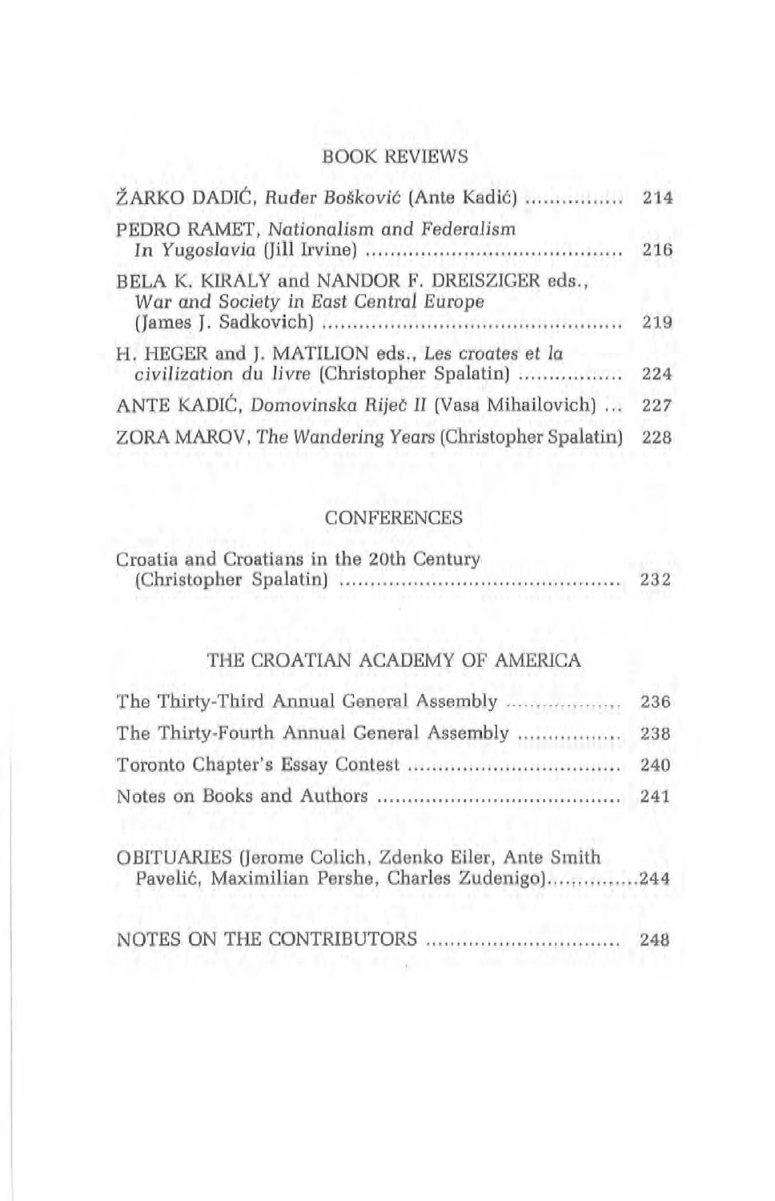## BOOK REVIEWS

ŽARKO DADIĆ, *Ruđer Bošković* (Ante Kadić) ................ 214

PEDRO RAMET, *Nationalism and Federalism In Yugoslavia* (Jill Irvine) ................ 216

BELA K. KIRALY and NANDOR F. DREISZIGER eds., *War and Society in East Central Europe* (James J. Sadkovich) ................ 219

H. HEGER and J. MATILION eds., *Les croates et la civilization du livre* (Christopher Spalatin) ................ 224

ANTE KADIĆ, *Domovinska Riječ II* (Vasa Mihailovich) ... 227

ZORA MAROV, *The Wandering Years* (Christopher Spalatin) 228

## CONFERENCES

Croatia and Croatians in the 20th Century (Christopher Spalatin) ................ 232

## THE CROATIAN ACADEMY OF AMERICA

The Thirty-Third Annual General Assembly ................ 236

The Thirty-Fourth Annual General Assembly ................ 238

Toronto Chapter's Essay Contest ................ 240

Notes on Books and Authors ................ 241

OBITUARIES (Jerome Colich, Zdenko Eiler, Ante Smith Pavelić, Maximilian Pershe, Charles Zudenigo)................244

NOTES ON THE CONTRIBUTORS ................ 248